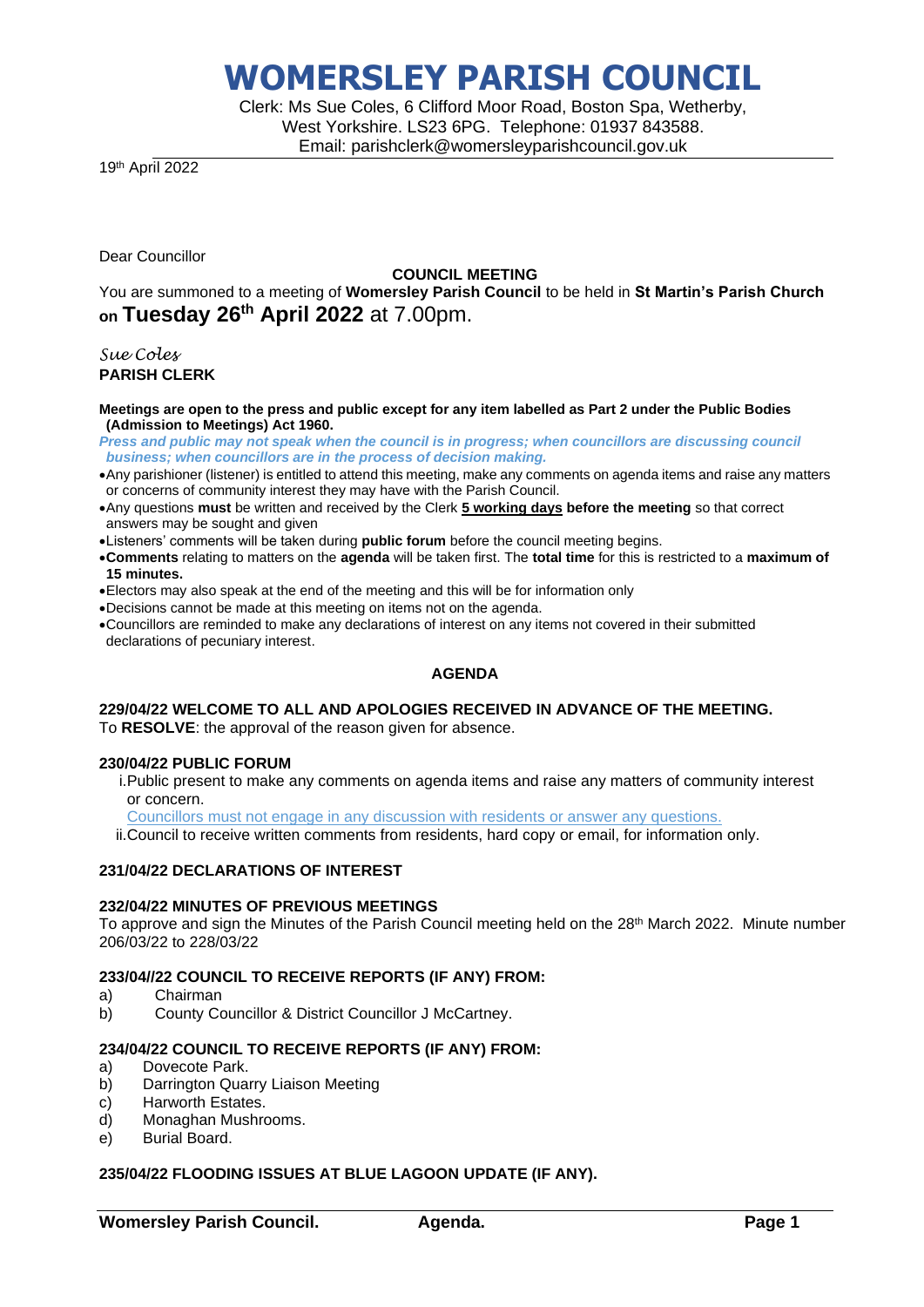# WOMERSLEY PARISH COUNCIL

Clerk: Ms Sue Coles, 6 Clifford Moor Road, Boston Spa, Wetherby, West Yorkshire. LS23 6PG. Telephone: 01937 843588.
Email: parishclerk@womersleyparishcouncil.gov.uk

19th April 2022

Dear Councillor

**COUNCIL MEETING**

You are summoned to a meeting of **Womersley Parish Council** to be held in **St Martin's Parish Church on Tuesday 26th April 2022** at 7.00pm.

*Sue Coles*
**PARISH CLERK**

**Meetings are open to the press and public except for any item labelled as Part 2 under the Public Bodies (Admission to Meetings) Act 1960.**

***Press and public may not speak when the council is in progress; when councillors are discussing council business; when councillors are in the process of decision making.***

- Any parishioner (listener) is entitled to attend this meeting, make any comments on agenda items and raise any matters or concerns of community interest they may have with the Parish Council.
- Any questions **must** be written and received by the Clerk **5 working days before the meeting** so that correct answers may be sought and given
- Listeners' comments will be taken during **public forum** before the council meeting begins.
- **Comments** relating to matters on the **agenda** will be taken first. The **total time** for this is restricted to a **maximum of 15 minutes.**
- Electors may also speak at the end of the meeting and this will be for information only
- Decisions cannot be made at this meeting on items not on the agenda.
- Councillors are reminded to make any declarations of interest on any items not covered in their submitted declarations of pecuniary interest.

**AGENDA**

**229/04/22 WELCOME TO ALL AND APOLOGIES RECEIVED IN ADVANCE OF THE MEETING.**
To **RESOLVE**: the approval of the reason given for absence.

**230/04/22 PUBLIC FORUM**

i. Public present to make any comments on agenda items and raise any matters of community interest or concern.

Councillors must not engage in any discussion with residents or answer any questions.

ii. Council to receive written comments from residents, hard copy or email, for information only.

**231/04/22 DECLARATIONS OF INTEREST**

**232/04/22 MINUTES OF PREVIOUS MEETINGS**
To approve and sign the Minutes of the Parish Council meeting held on the 28th March 2022. Minute number 206/03/22 to 228/03/22

**233/04//22 COUNCIL TO RECEIVE REPORTS (IF ANY) FROM:**

a) Chairman
b) County Councillor & District Councillor J McCartney.

**234/04/22 COUNCIL TO RECEIVE REPORTS (IF ANY) FROM:**

a) Dovecote Park.
b) Darrington Quarry Liaison Meeting
c) Harworth Estates.
d) Monaghan Mushrooms.
e) Burial Board.

**235/04/22 FLOODING ISSUES AT BLUE LAGOON UPDATE (IF ANY).**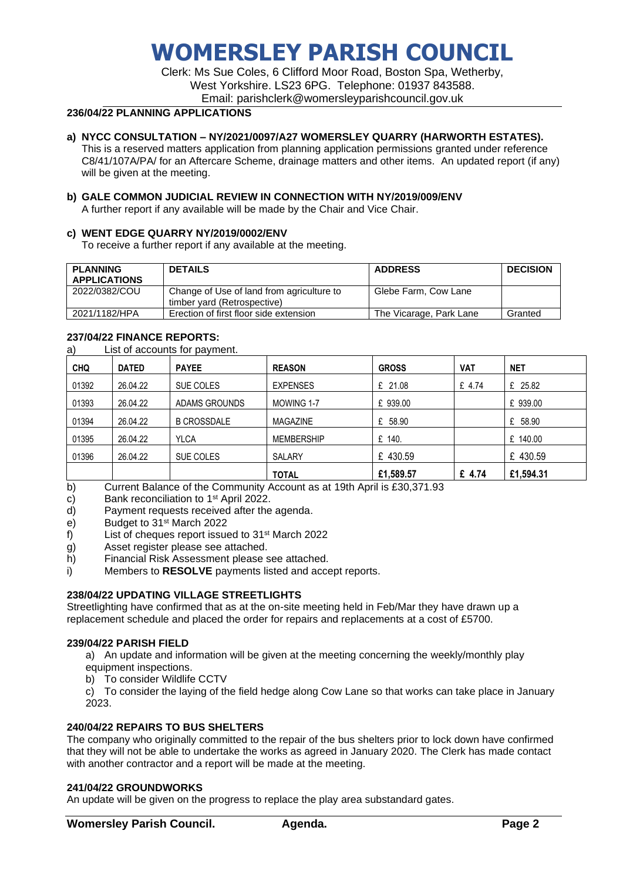# WOMERSLEY PARISH COUNCIL

Clerk: Ms Sue Coles, 6 Clifford Moor Road, Boston Spa, Wetherby, West Yorkshire. LS23 6PG. Telephone: 01937 843588.
Email: parishclerk@womersleyparishcouncil.gov.uk

## 236/04/22 PLANNING APPLICATIONS

**a) NYCC CONSULTATION – NY/2021/0097/A27 WOMERSLEY QUARRY (HARWORTH ESTATES).**
This is a reserved matters application from planning application permissions granted under reference C8/41/107A/PA/ for an Aftercare Scheme, drainage matters and other items. An updated report (if any) will be given at the meeting.

**b) GALE COMMON JUDICIAL REVIEW IN CONNECTION WITH NY/2019/009/ENV**
A further report if any available will be made by the Chair and Vice Chair.

**c) WENT EDGE QUARRY NY/2019/0002/ENV**
To receive a further report if any available at the meeting.

| PLANNING APPLICATIONS | DETAILS | ADDRESS | DECISION |
|---|---|---|---|
| 2022/0382/COU | Change of Use of land from agriculture to timber yard (Retrospective) | Glebe Farm, Cow Lane | |
| 2021/1182/HPA | Erection of first floor side extension | The Vicarage, Park Lane | Granted |

## 237/04/22 FINANCE REPORTS:

a) List of accounts for payment.

| CHQ | DATED | PAYEE | REASON | GROSS | VAT | NET |
|---|---|---|---|---|---|---|
| 01392 | 26.04.22 | SUE COLES | EXPENSES | £ 21.08 | £ 4.74 | £ 25.82 |
| 01393 | 26.04.22 | ADAMS GROUNDS | MOWING 1-7 | £ 939.00 | | £ 939.00 |
| 01394 | 26.04.22 | B CROSSDALE | MAGAZINE | £ 58.90 | | £ 58.90 |
| 01395 | 26.04.22 | YLCA | MEMBERSHIP | £ 140. | | £ 140.00 |
| 01396 | 26.04.22 | SUE COLES | SALARY | £ 430.59 | | £ 430.59 |
| | | | **TOTAL** | **£1,589.57** | **£ 4.74** | **£1,594.31** |

b) Current Balance of the Community Account as at 19th April is £30,371.93
c) Bank reconciliation to 1st April 2022.
d) Payment requests received after the agenda.
e) Budget to 31st March 2022
f) List of cheques report issued to 31st March 2022
g) Asset register please see attached.
h) Financial Risk Assessment please see attached.
i) Members to **RESOLVE** payments listed and accept reports.

## 238/04/22 UPDATING VILLAGE STREETLIGHTS

Streetlighting have confirmed that as at the on-site meeting held in Feb/Mar they have drawn up a replacement schedule and placed the order for repairs and replacements at a cost of £5700.

## 239/04/22 PARISH FIELD

a) An update and information will be given at the meeting concerning the weekly/monthly play equipment inspections.
b) To consider Wildlife CCTV
c) To consider the laying of the field hedge along Cow Lane so that works can take place in January 2023.

## 240/04/22 REPAIRS TO BUS SHELTERS

The company who originally committed to the repair of the bus shelters prior to lock down have confirmed that they will not be able to undertake the works as agreed in January 2020. The Clerk has made contact with another contractor and a report will be made at the meeting.

## 241/04/22 GROUNDWORKS

An update will be given on the progress to replace the play area substandard gates.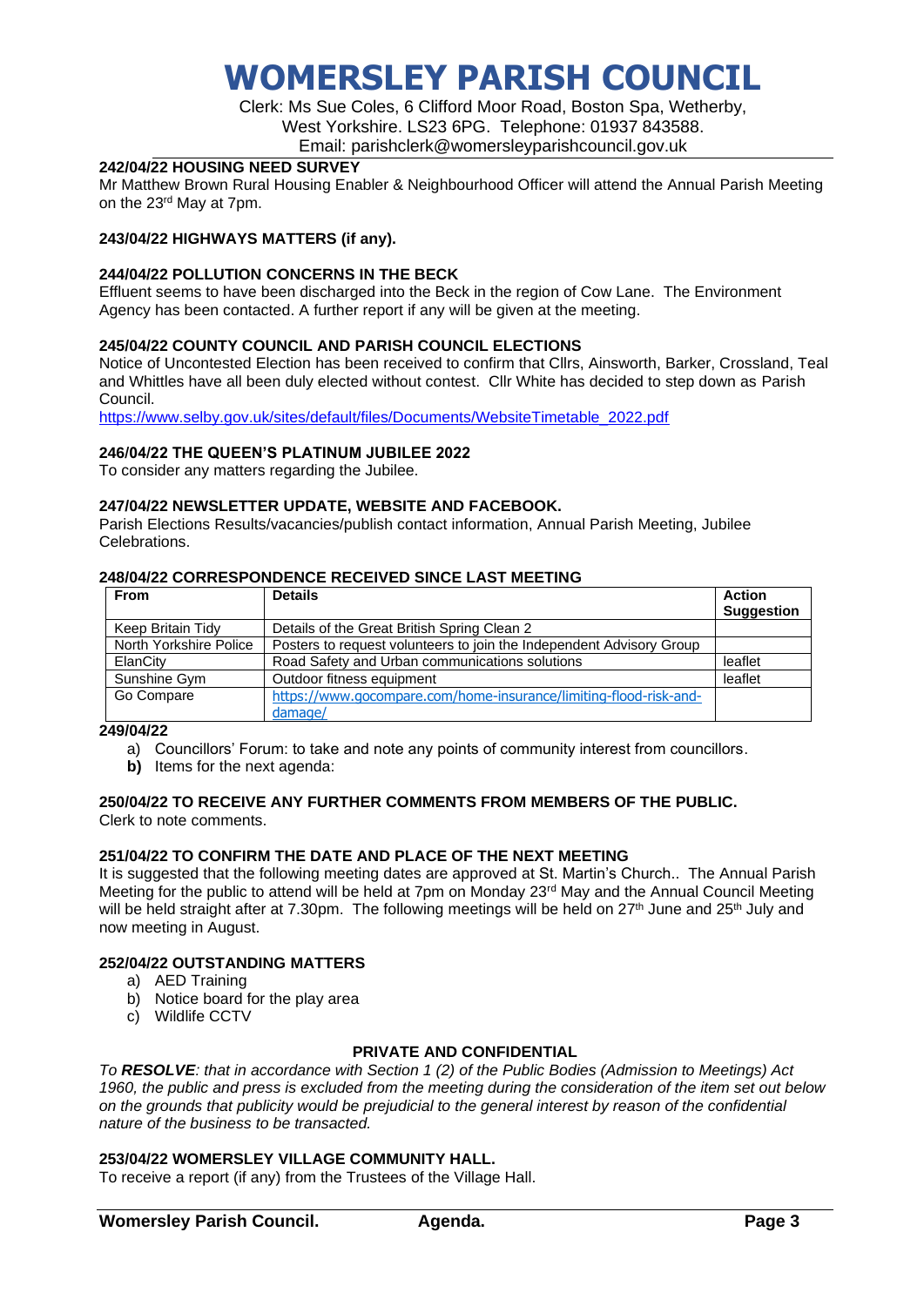# WOMERSLEY PARISH COUNCIL

Clerk: Ms Sue Coles, 6 Clifford Moor Road, Boston Spa, Wetherby, West Yorkshire. LS23 6PG. Telephone: 01937 843588.
Email: parishclerk@womersleyparishcouncil.gov.uk

**242/04/22 HOUSING NEED SURVEY**

Mr Matthew Brown Rural Housing Enabler & Neighbourhood Officer will attend the Annual Parish Meeting on the 23rd May at 7pm.

**243/04/22 HIGHWAYS MATTERS (if any).**

**244/04/22 POLLUTION CONCERNS IN THE BECK**

Effluent seems to have been discharged into the Beck in the region of Cow Lane. The Environment Agency has been contacted. A further report if any will be given at the meeting.

**245/04/22 COUNTY COUNCIL AND PARISH COUNCIL ELECTIONS**

Notice of Uncontested Election has been received to confirm that Cllrs, Ainsworth, Barker, Crossland, Teal and Whittles have all been duly elected without contest. Cllr White has decided to step down as Parish Council.

https://www.selby.gov.uk/sites/default/files/Documents/WebsiteTimetable_2022.pdf

**246/04/22 THE QUEEN'S PLATINUM JUBILEE 2022**

To consider any matters regarding the Jubilee.

**247/04/22 NEWSLETTER UPDATE, WEBSITE AND FACEBOOK.**

Parish Elections Results/vacancies/publish contact information, Annual Parish Meeting, Jubilee Celebrations.

**248/04/22 CORRESPONDENCE RECEIVED SINCE LAST MEETING**

| From | Details | Action Suggestion |
|---|---|---|
| Keep Britain Tidy | Details of the Great British Spring Clean 2 | |
| North Yorkshire Police | Posters to request volunteers to join the Independent Advisory Group | |
| ElanCity | Road Safety and Urban communications solutions | leaflet |
| Sunshine Gym | Outdoor fitness equipment | leaflet |
| Go Compare | https://www.gocompare.com/home-insurance/limiting-flood-risk-and-damage/ | |

**249/04/22**

a) Councillors' Forum: to take and note any points of community interest from councillors.
**b)** Items for the next agenda:

**250/04/22 TO RECEIVE ANY FURTHER COMMENTS FROM MEMBERS OF THE PUBLIC.**

Clerk to note comments.

**251/04/22 TO CONFIRM THE DATE AND PLACE OF THE NEXT MEETING**

It is suggested that the following meeting dates are approved at St. Martin's Church.. The Annual Parish Meeting for the public to attend will be held at 7pm on Monday 23rd May and the Annual Council Meeting will be held straight after at 7.30pm. The following meetings will be held on 27th June and 25th July and now meeting in August.

**252/04/22 OUTSTANDING MATTERS**

a) AED Training
b) Notice board for the play area
c) Wildlife CCTV

**PRIVATE AND CONFIDENTIAL**

*To **RESOLVE**: that in accordance with Section 1 (2) of the Public Bodies (Admission to Meetings) Act 1960, the public and press is excluded from the meeting during the consideration of the item set out below on the grounds that publicity would be prejudicial to the general interest by reason of the confidential nature of the business to be transacted.*

**253/04/22 WOMERSLEY VILLAGE COMMUNITY HALL.**

To receive a report (if any) from the Trustees of the Village Hall.